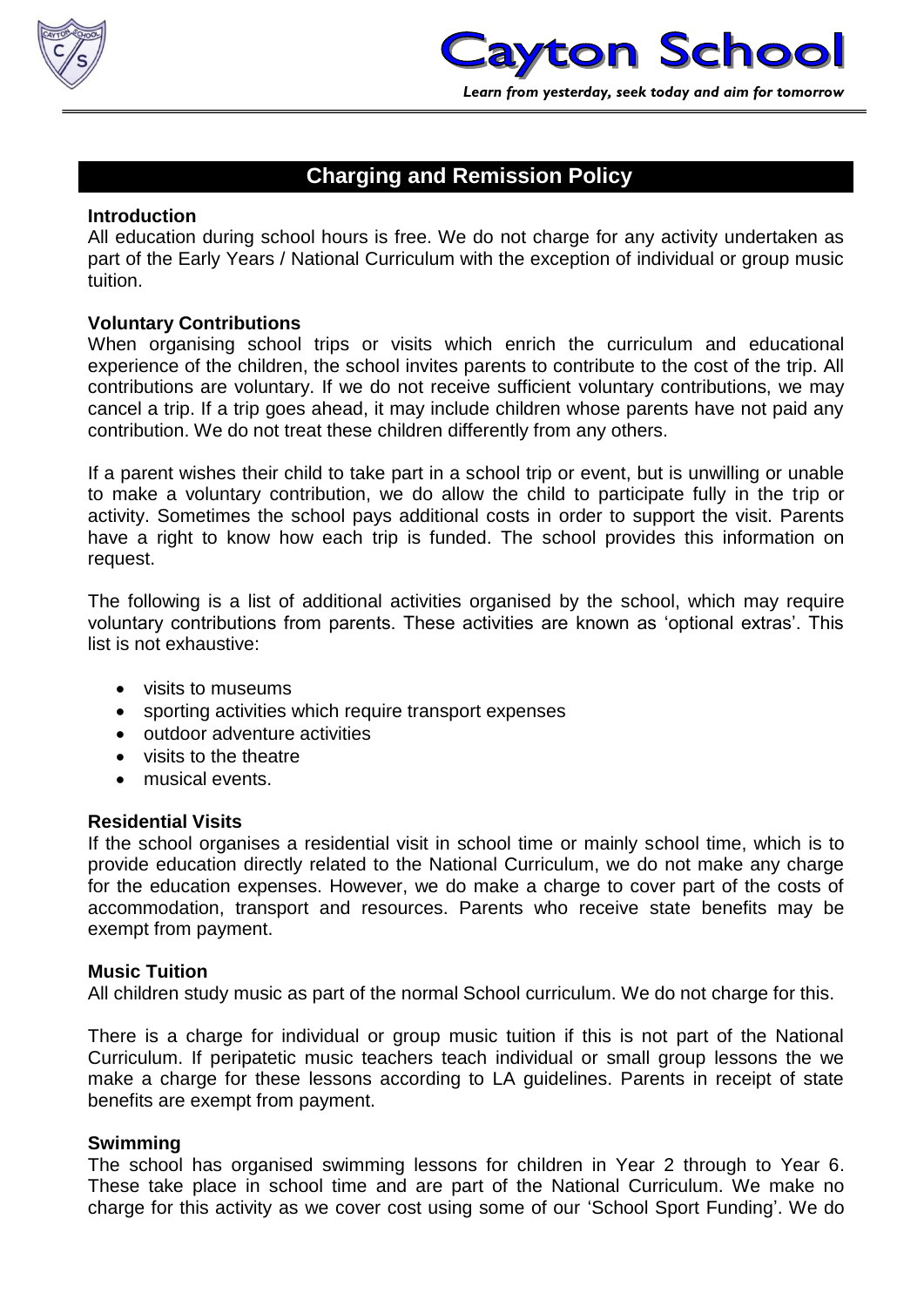# Cayton School

*Learn from yesterday, seek today and aim for tomorrow*

## Charging and Remission Policy

### Introduction

All education during school hours is free. We do not charge for any activity undertaken as part of the Early Years / National Curriculum with the exception of individual or group music tuition.

### Voluntary Contributions

When organising school trips or visits which enrich the curriculum and educational experience of the children, the school invites parents to contribute to the cost of the trip. All contributions are voluntary. If we do not receive sufficient voluntary contributions, we may cancel a trip. If a trip goes ahead, it may include children whose parents have not paid any contribution. We do not treat these children differently from any others.

If a parent wishes their child to take part in a school trip or event, but is unwilling or unable to make a voluntary contribution, we do allow the child to participate fully in the trip or activity. Sometimes the school pays additional costs in order to support the visit. Parents have a right to know how each trip is funded. The school provides this information on request.

The following is a list of additional activities organised by the school, which may require voluntary contributions from parents. These activities are known as 'optional extras'. This list is not exhaustive:

- visits to museums
- sporting activities which require transport expenses
- outdoor adventure activities
- visits to the theatre
- musical events.

### Residential Visits

If the school organises a residential visit in school time or mainly school time, which is to provide education directly related to the National Curriculum, we do not make any charge for the education expenses. However, we do make a charge to cover part of the costs of accommodation, transport and resources. Parents who receive state benefits may be exempt from payment.

### Music Tuition

All children study music as part of the normal School curriculum. We do not charge for this.

There is a charge for individual or group music tuition if this is not part of the National Curriculum. If peripatetic music teachers teach individual or small group lessons the we make a charge for these lessons according to LA guidelines. Parents in receipt of state benefits are exempt from payment.

### Swimming

The school has organised swimming lessons for children in Year 2 through to Year 6. These take place in school time and are part of the National Curriculum. We make no charge for this activity as we cover cost using some of our 'School Sport Funding'. We do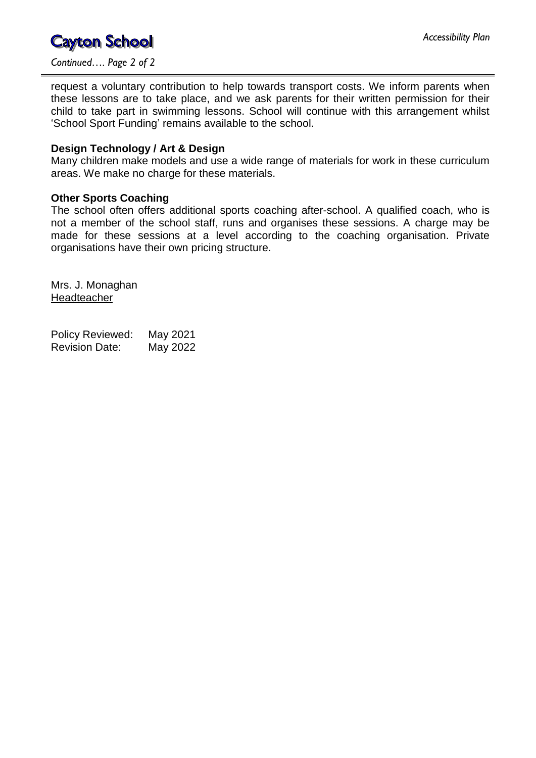request a voluntary contribution to help towards transport costs. We inform parents when these lessons are to take place, and we ask parents for their written permission for their child to take part in swimming lessons. School will continue with this arrangement whilst 'School Sport Funding' remains available to the school.

**Design Technology / Art & Design**

Many children make models and use a wide range of materials for work in these curriculum areas. We make no charge for these materials.

**Other Sports Coaching**

The school often offers additional sports coaching after-school. A qualified coach, who is not a member of the school staff, runs and organises these sessions. A charge may be made for these sessions at a level according to the coaching organisation. Private organisations have their own pricing structure.

Mrs. J. Monaghan
Headteacher

Policy Reviewed: May 2021
Revision Date: May 2022